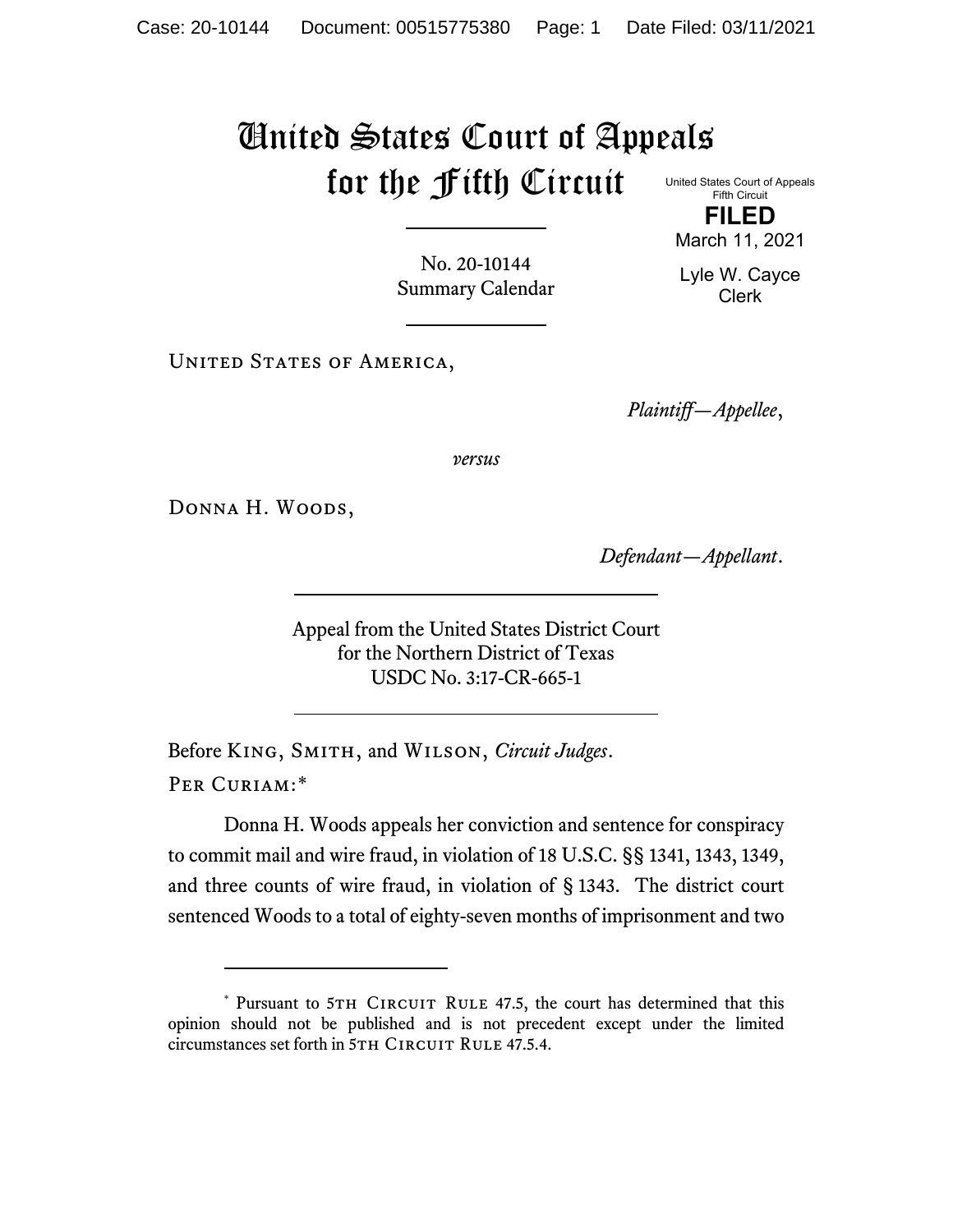# United States Court of Appeals for the Fifth Circuit

United States Court of Appeals
Fifth Circuit

**FILED**

March 11, 2021

Lyle W. Cayce
Clerk

No. 20-10144
Summary Calendar

United States of America,

*Plaintiff—Appellee*,

*versus*

Donna H. Woods,

*Defendant—Appellant*.

Appeal from the United States District Court
for the Northern District of Texas
USDC No. 3:17-CR-665-1

Before King, Smith, and Wilson, *Circuit Judges*.

Per Curiam:*

Donna H. Woods appeals her conviction and sentence for conspiracy to commit mail and wire fraud, in violation of 18 U.S.C. §§ 1341, 1343, 1349, and three counts of wire fraud, in violation of § 1343. The district court sentenced Woods to a total of eighty-seven months of imprisonment and two

---

* Pursuant to 5th Circuit Rule 47.5, the court has determined that this opinion should not be published and is not precedent except under the limited circumstances set forth in 5th Circuit Rule 47.5.4.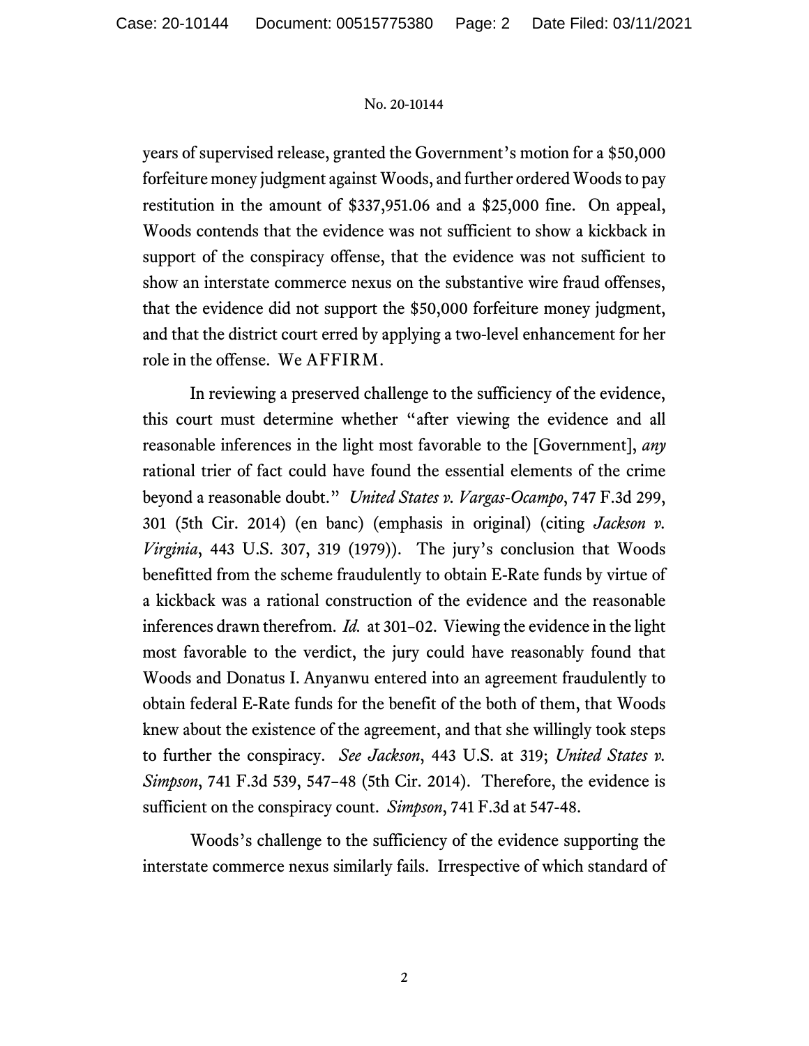years of supervised release, granted the Government's motion for a $50,000 forfeiture money judgment against Woods, and further ordered Woods to pay restitution in the amount of $337,951.06 and a $25,000 fine. On appeal, Woods contends that the evidence was not sufficient to show a kickback in support of the conspiracy offense, that the evidence was not sufficient to show an interstate commerce nexus on the substantive wire fraud offenses, that the evidence did not support the $50,000 forfeiture money judgment, and that the district court erred by applying a two-level enhancement for her role in the offense. We AFFIRM.

In reviewing a preserved challenge to the sufficiency of the evidence, this court must determine whether "after viewing the evidence and all reasonable inferences in the light most favorable to the [Government], *any* rational trier of fact could have found the essential elements of the crime beyond a reasonable doubt." *United States v. Vargas-Ocampo*, 747 F.3d 299, 301 (5th Cir. 2014) (en banc) (emphasis in original) (citing *Jackson v. Virginia*, 443 U.S. 307, 319 (1979)). The jury's conclusion that Woods benefitted from the scheme fraudulently to obtain E-Rate funds by virtue of a kickback was a rational construction of the evidence and the reasonable inferences drawn therefrom. *Id.* at 301–02. Viewing the evidence in the light most favorable to the verdict, the jury could have reasonably found that Woods and Donatus I. Anyanwu entered into an agreement fraudulently to obtain federal E-Rate funds for the benefit of the both of them, that Woods knew about the existence of the agreement, and that she willingly took steps to further the conspiracy. *See Jackson*, 443 U.S. at 319; *United States v. Simpson*, 741 F.3d 539, 547–48 (5th Cir. 2014). Therefore, the evidence is sufficient on the conspiracy count. *Simpson*, 741 F.3d at 547-48.

Woods's challenge to the sufficiency of the evidence supporting the interstate commerce nexus similarly fails. Irrespective of which standard of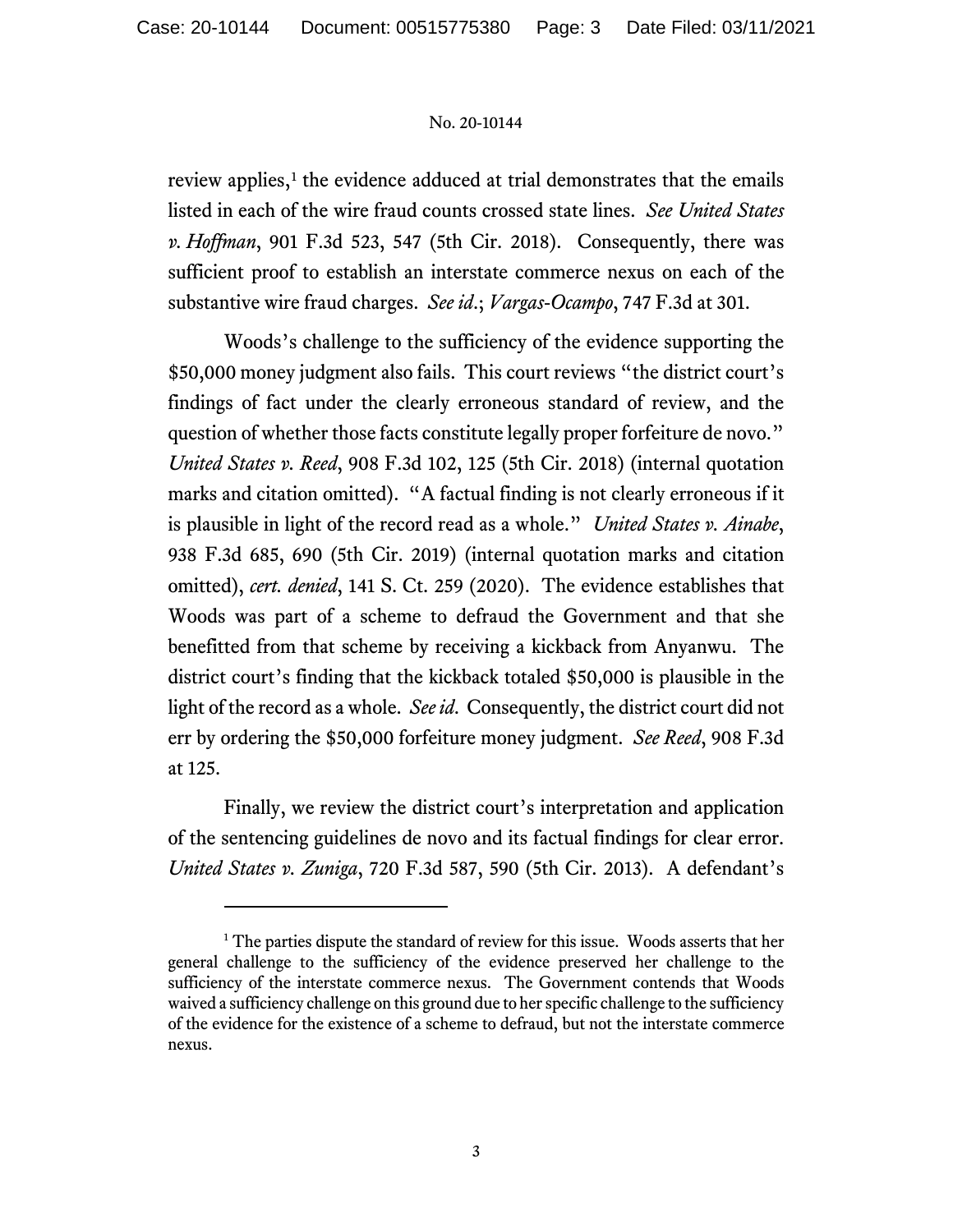review applies,[1] the evidence adduced at trial demonstrates that the emails listed in each of the wire fraud counts crossed state lines. *See United States v. Hoffman*, 901 F.3d 523, 547 (5th Cir. 2018). Consequently, there was sufficient proof to establish an interstate commerce nexus on each of the substantive wire fraud charges. *See id.*; *Vargas-Ocampo*, 747 F.3d at 301.

Woods's challenge to the sufficiency of the evidence supporting the $50,000 money judgment also fails. This court reviews "the district court's findings of fact under the clearly erroneous standard of review, and the question of whether those facts constitute legally proper forfeiture de novo." *United States v. Reed*, 908 F.3d 102, 125 (5th Cir. 2018) (internal quotation marks and citation omitted). "A factual finding is not clearly erroneous if it is plausible in light of the record read as a whole." *United States v. Ainabe*, 938 F.3d 685, 690 (5th Cir. 2019) (internal quotation marks and citation omitted), *cert. denied*, 141 S. Ct. 259 (2020). The evidence establishes that Woods was part of a scheme to defraud the Government and that she benefitted from that scheme by receiving a kickback from Anyanwu. The district court's finding that the kickback totaled $50,000 is plausible in the light of the record as a whole. *See id.* Consequently, the district court did not err by ordering the $50,000 forfeiture money judgment. *See Reed*, 908 F.3d at 125.

Finally, we review the district court's interpretation and application of the sentencing guidelines de novo and its factual findings for clear error. *United States v. Zuniga*, 720 F.3d 587, 590 (5th Cir. 2013). A defendant's

---

[1] The parties dispute the standard of review for this issue. Woods asserts that her general challenge to the sufficiency of the evidence preserved her challenge to the sufficiency of the interstate commerce nexus. The Government contends that Woods waived a sufficiency challenge on this ground due to her specific challenge to the sufficiency of the evidence for the existence of a scheme to defraud, but not the interstate commerce nexus.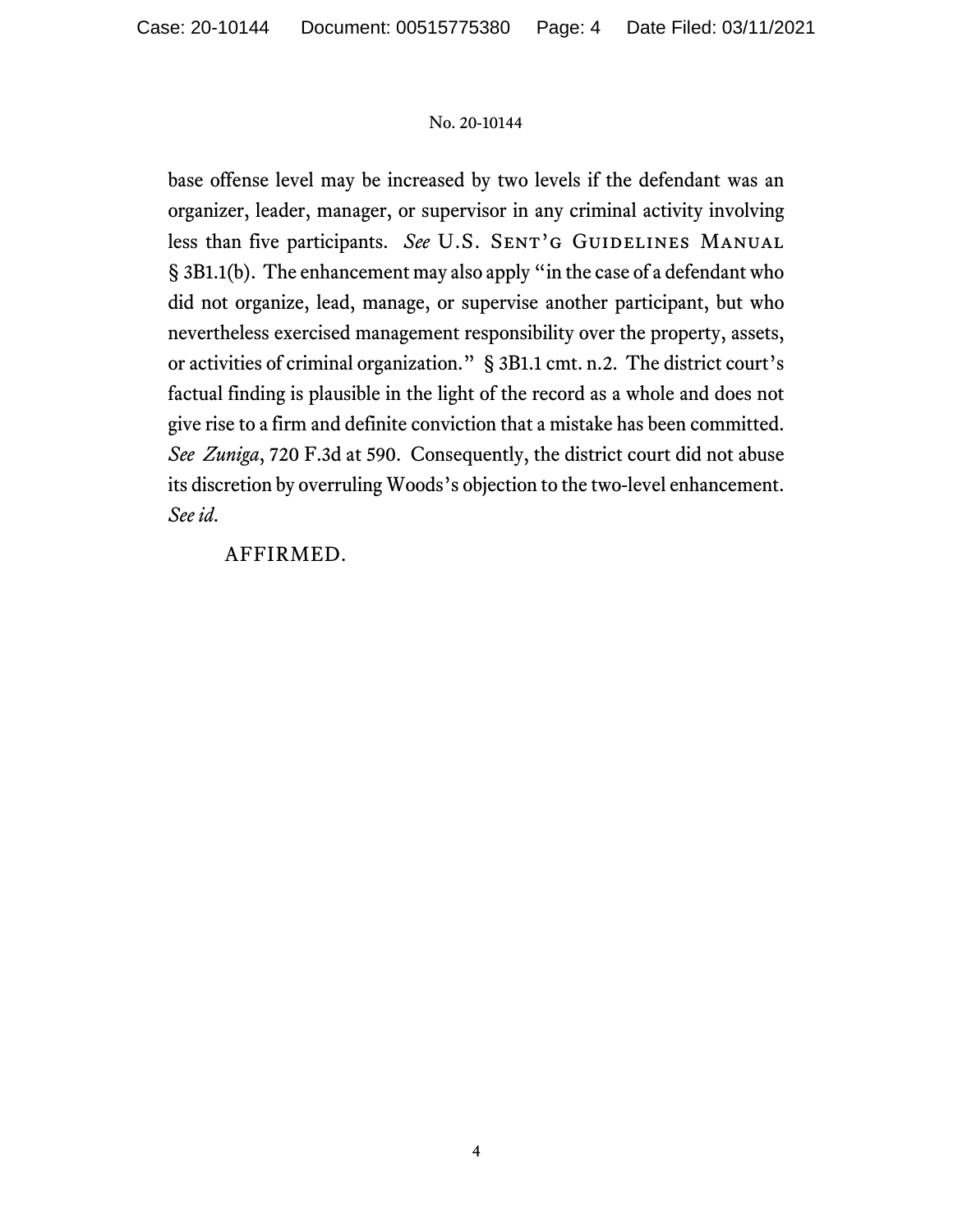base offense level may be increased by two levels if the defendant was an organizer, leader, manager, or supervisor in any criminal activity involving less than five participants. *See* U.S. Sent'g Guidelines Manual § 3B1.1(b). The enhancement may also apply "in the case of a defendant who did not organize, lead, manage, or supervise another participant, but who nevertheless exercised management responsibility over the property, assets, or activities of criminal organization." § 3B1.1 cmt. n.2. The district court's factual finding is plausible in the light of the record as a whole and does not give rise to a firm and definite conviction that a mistake has been committed. *See Zuniga*, 720 F.3d at 590. Consequently, the district court did not abuse its discretion by overruling Woods's objection to the two-level enhancement. *See id.*

AFFIRMED.